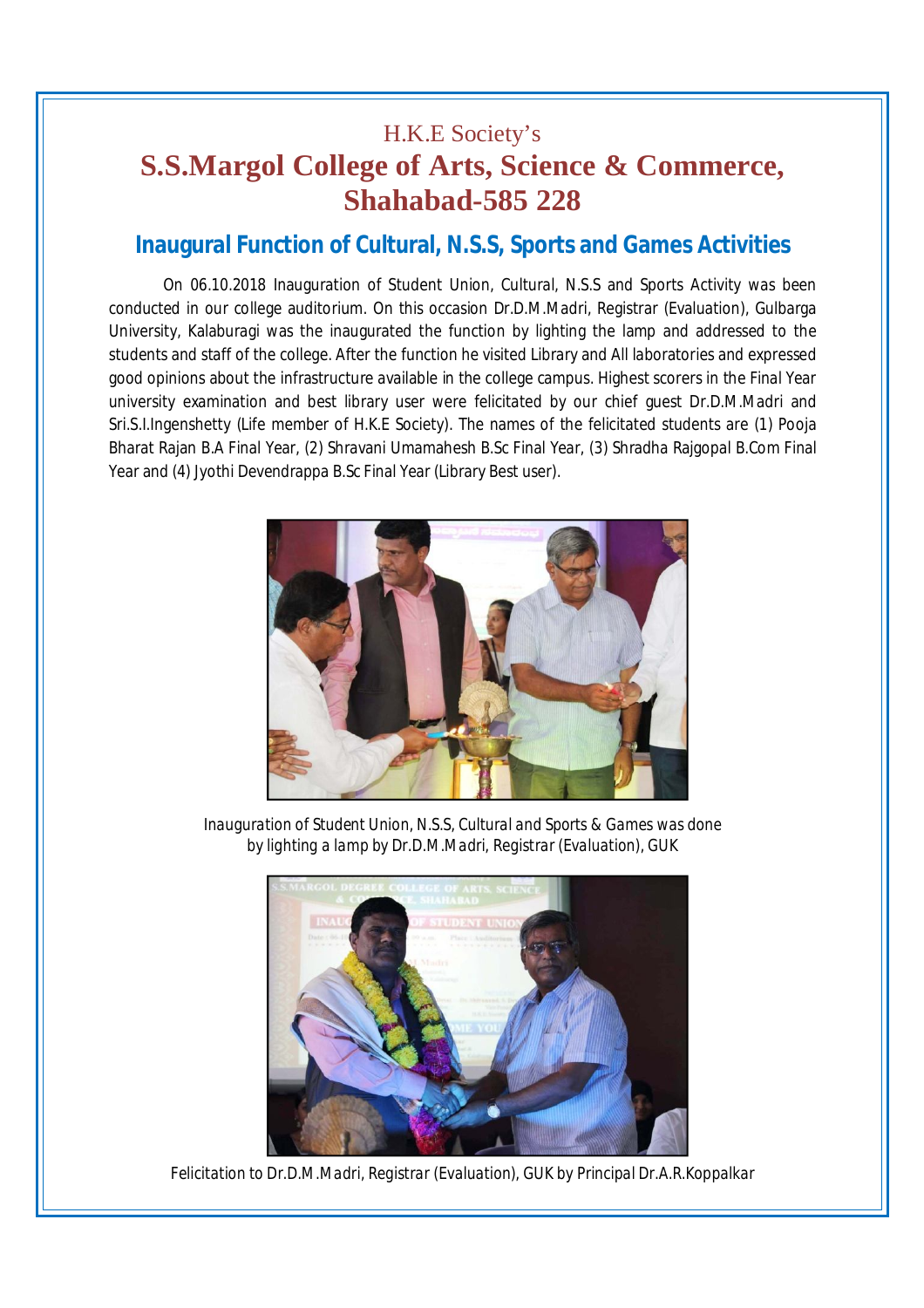H.K.E Society's

# S.S.Margol College of Arts, Science & Commerce, Shahabad-585 228

## Inaugural Function of Cultural, N.S.S, Sports and Games Activities

On 06.10.2018 Inauguration of Student Union, Cultural, N.S.S and Sports Activity was been conducted in our college auditorium. On this occasion Dr.D.M.Madri, Registrar (Evaluation), Gulbarga University, Kalaburagi was the inaugurated the function by lighting the lamp and addressed to the students and staff of the college. After the function he visited Library and All laboratories and expressed good opinions about the infrastructure available in the college campus. Highest scorers in the Final Year university examination and best library user were felicitated by our chief guest Dr.D.M.Madri and Sri.S.I.Ingenshetty (Life member of H.K.E Society). The names of the felicitated students are (1) Pooja Bharat Rajan B.A Final Year, (2) Shravani Umamahesh B.Sc Final Year, (3) Shradha Rajgopal B.Com Final Year and (4) Jyothi Devendrappa B.Sc Final Year (Library Best user).

*Inauguration of Student Union, N.S.S, Cultural and Sports & Games was done by lighting a lamp by Dr.D.M.Madri, Registrar (Evaluation), GUK*

*Felicitation to Dr.D.M.Madri, Registrar (Evaluation), GUK by Principal Dr.A.R.Koppalkar*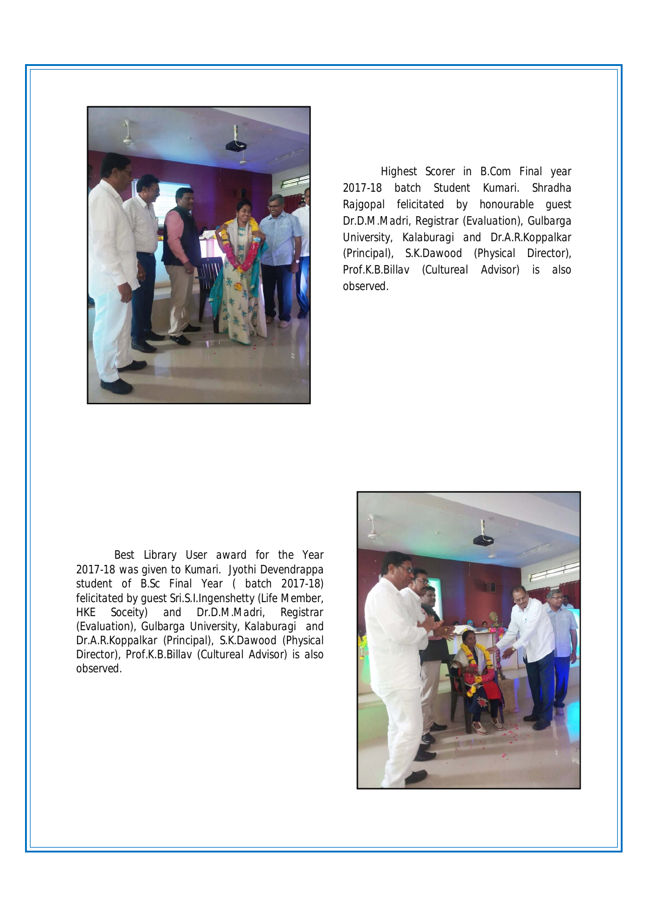Highest Scorer in B.Com Final year 2017-18 batch Student Kumari. Shradha Rajgopal felicitated by honourable guest Dr.D.M.Madri, Registrar (Evaluation), Gulbarga University, Kalaburagi and Dr.A.R.Koppalkar (Principal), S.K.Dawood (Physical Director), Prof.K.B.Billav (Cultureal Advisor) is also observed.

Best Library User award for the Year 2017-18 was given to Kumari. Jyothi Devendrappa student of B.Sc Final Year ( batch 2017-18) felicitated by guest Sri.S.I.Ingenshetty (Life Member, HKE Soceity) and Dr.D.M.Madri, Registrar (Evaluation), Gulbarga University, Kalaburagi and Dr.A.R.Koppalkar (Principal), S.K.Dawood (Physical Director), Prof.K.B.Billav (Cultureal Advisor) is also observed.